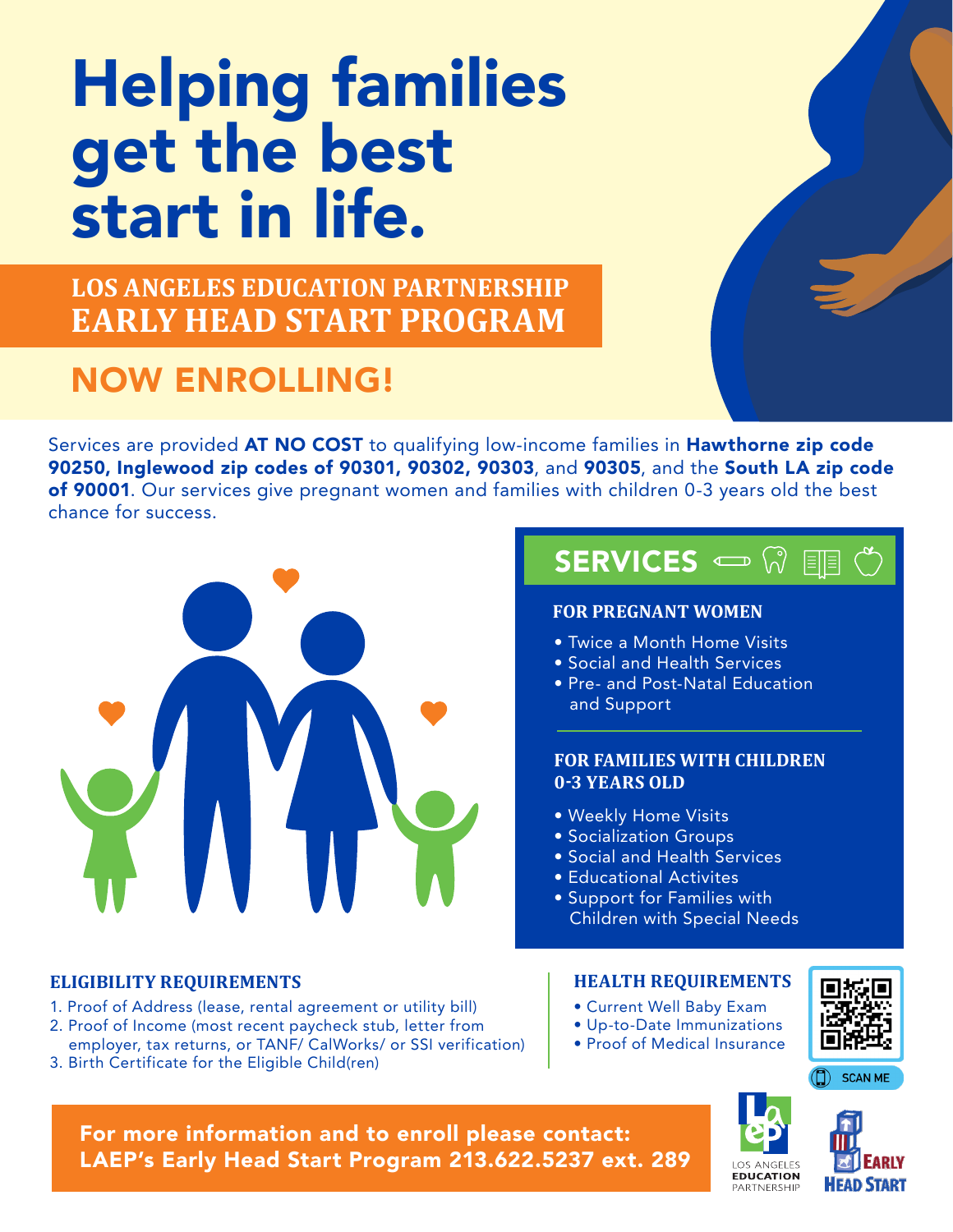# Helping families get the best start in life.

## LOS ANGELES EDUCATION PARTNERSHIP EARLY HEAD START PROGRAM

## NOW ENROLLING!

Services are provided **AT NO COST** to qualifying low-income families in **Hawthorne zip code 90250, Inglewood zip codes of 90301, 90302, 90303**, and **90305**, and the **South LA zip code of 90001**. Our services give pregnant women and families with children 0-3 years old the best chance for success.

## SERVICES

### FOR PREGNANT WOMEN

- Twice a Month Home Visits
- Social and Health Services
- Pre- and Post-Natal Education and Support

### FOR FAMILIES WITH CHILDREN 0-3 YEARS OLD

- Weekly Home Visits
- Socialization Groups
- Social and Health Services
- Educational Activites
- Support for Families with Children with Special Needs

### ELIGIBILITY REQUIREMENTS

1. Proof of Address (lease, rental agreement or utility bill)
2. Proof of Income (most recent paycheck stub, letter from employer, tax returns, or TANF/ CalWorks/ or SSI verification)
3. Birth Certificate for the Eligible Child(ren)

### HEALTH REQUIREMENTS

- Current Well Baby Exam
- Up-to-Date Immunizations
- Proof of Medical Insurance

SCAN ME

**For more information and to enroll please contact:**
**LAEP's Early Head Start Program 213.622.5237 ext. 289**

LOS ANGELES EDUCATION PARTNERSHIP

EARLY HEAD START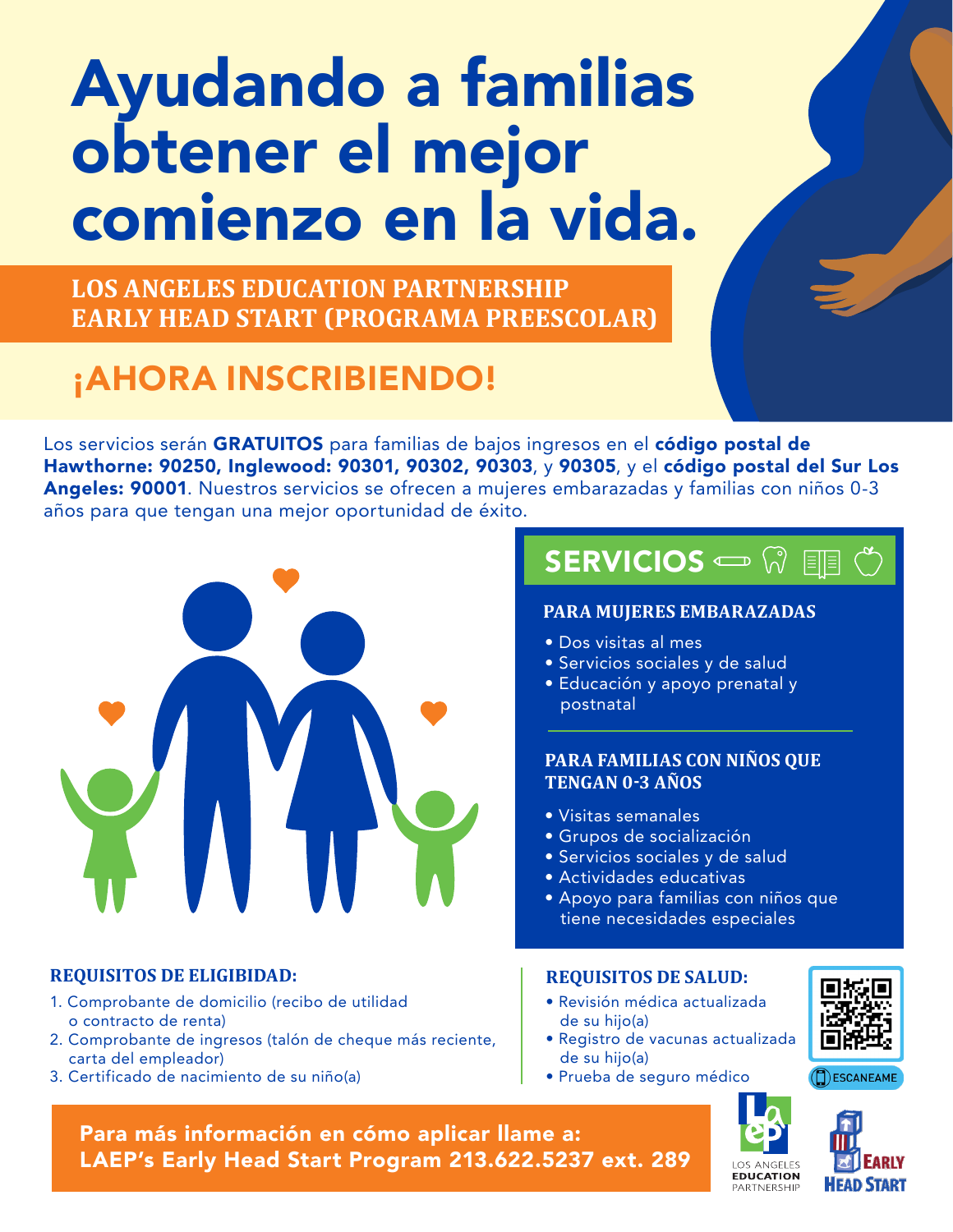# Ayudando a familias obtener el mejor comienzo en la vida.

**LOS ANGELES EDUCATION PARTNERSHIP EARLY HEAD START (PROGRAMA PREESCOLAR)**

## ¡AHORA INSCRIBIENDO!

Los servicios serán **GRATUITOS** para familias de bajos ingresos en el **código postal de Hawthorne: 90250, Inglewood: 90301, 90302, 90303**, y **90305**, y el **código postal del Sur Los Angeles: 90001**. Nuestros servicios se ofrecen a mujeres embarazadas y familias con niños 0-3 años para que tengan una mejor oportunidad de éxito.

## SERVICIOS

### PARA MUJERES EMBARAZADAS

- Dos visitas al mes
- Servicios sociales y de salud
- Educación y apoyo prenatal y postnatal

### PARA FAMILIAS CON NIÑOS QUE TENGAN 0-3 AÑOS

- Visitas semanales
- Grupos de socialización
- Servicios sociales y de salud
- Actividades educativas
- Apoyo para familias con niños que tiene necesidades especiales

### REQUISITOS DE ELIGIBIDAD:

1. Comprobante de domicilio (recibo de utilidad o contracto de renta)
2. Comprobante de ingresos (talón de cheque más reciente, carta del empleador)
3. Certificado de nacimiento de su niño(a)

### REQUISITOS DE SALUD:

- Revisión médica actualizada de su hijo(a)
- Registro de vacunas actualizada de su hijo(a)
- Prueba de seguro médico

ESCANEAME

**Para más información en cómo aplicar llame a:**
**LAEP's Early Head Start Program 213.622.5237 ext. 289**

LOS ANGELES EDUCATION PARTNERSHIP

EARLY HEAD START